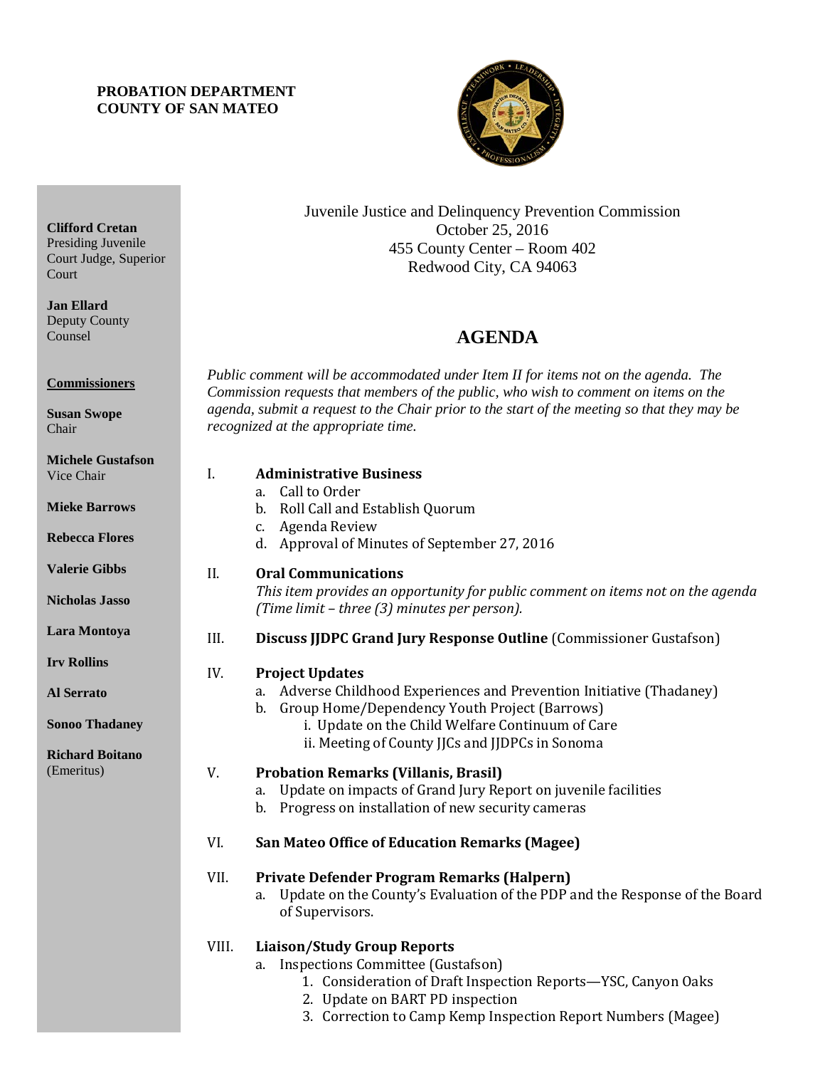**PROBATION DEPARTMENT**
**COUNTY OF SAN MATEO**

**Clifford Cretan**
Presiding Juvenile Court Judge, Superior Court

**Jan Ellard**
Deputy County Counsel

**Commissioners**

**Susan Swope**
Chair

**Michele Gustafson**
Vice Chair

**Mieke Barrows**

**Rebecca Flores**

**Valerie Gibbs**

**Nicholas Jasso**

**Lara Montoya**

**Irv Rollins**

**Al Serrato**

**Sonoo Thadaney**

**Richard Boitano**
(Emeritus)

Juvenile Justice and Delinquency Prevention Commission
October 25, 2016
455 County Center – Room 402
Redwood City, CA 94063

# AGENDA

*Public comment will be accommodated under Item II for items not on the agenda. The Commission requests that members of the public, who wish to comment on items on the agenda, submit a request to the Chair prior to the start of the meeting so that they may be recognized at the appropriate time.*

I. **Administrative Business**
   a. Call to Order
   b. Roll Call and Establish Quorum
   c. Agenda Review
   d. Approval of Minutes of September 27, 2016

II. **Oral Communications**
   *This item provides an opportunity for public comment on items not on the agenda (Time limit – three (3) minutes per person).*

III. **Discuss JJDPC Grand Jury Response Outline** (Commissioner Gustafson)

IV. **Project Updates**
   a. Adverse Childhood Experiences and Prevention Initiative (Thadaney)
   b. Group Home/Dependency Youth Project (Barrows)
      i. Update on the Child Welfare Continuum of Care
      ii. Meeting of County JJCs and JJDPCs in Sonoma

V. **Probation Remarks (Villanis, Brasil)**
   a. Update on impacts of Grand Jury Report on juvenile facilities
   b. Progress on installation of new security cameras

VI. **San Mateo Office of Education Remarks (Magee)**

VII. **Private Defender Program Remarks (Halpern)**
   a. Update on the County's Evaluation of the PDP and the Response of the Board of Supervisors.

VIII. **Liaison/Study Group Reports**
   a. Inspections Committee (Gustafson)
      1. Consideration of Draft Inspection Reports—YSC, Canyon Oaks
      2. Update on BART PD inspection
      3. Correction to Camp Kemp Inspection Report Numbers (Magee)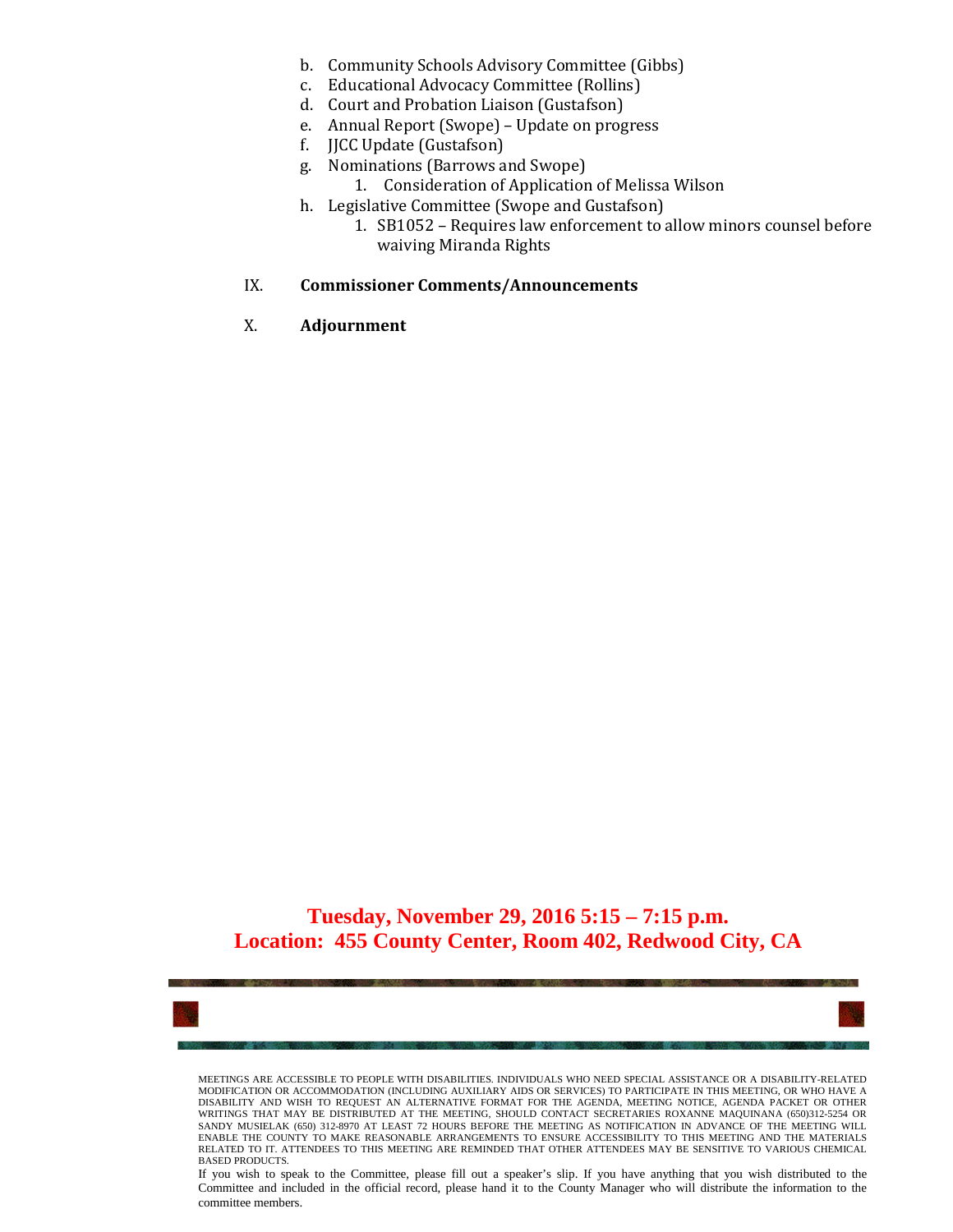b. Community Schools Advisory Committee (Gibbs)
c. Educational Advocacy Committee (Rollins)
d. Court and Probation Liaison (Gustafson)
e. Annual Report (Swope) – Update on progress
f. JJCC Update (Gustafson)
g. Nominations (Barrows and Swope)
   1. Consideration of Application of Melissa Wilson
h. Legislative Committee (Swope and Gustafson)
   1. SB1052 – Requires law enforcement to allow minors counsel before waiving Miranda Rights

IX. **Commissioner Comments/Announcements**

X. **Adjournment**

**Tuesday, November 29, 2016 5:15 – 7:15 p.m.**
**Location: 455 County Center, Room 402, Redwood City, CA**

MEETINGS ARE ACCESSIBLE TO PEOPLE WITH DISABILITIES. INDIVIDUALS WHO NEED SPECIAL ASSISTANCE OR A DISABILITY-RELATED MODIFICATION OR ACCOMMODATION (INCLUDING AUXILIARY AIDS OR SERVICES) TO PARTICIPATE IN THIS MEETING, OR WHO HAVE A DISABILITY AND WISH TO REQUEST AN ALTERNATIVE FORMAT FOR THE AGENDA, MEETING NOTICE, AGENDA PACKET OR OTHER WRITINGS THAT MAY BE DISTRIBUTED AT THE MEETING, SHOULD CONTACT SECRETARIES ROXANNE MAQUINANA (650)312-5254 OR SANDY MUSIELAK (650) 312-8970 AT LEAST 72 HOURS BEFORE THE MEETING AS NOTIFICATION IN ADVANCE OF THE MEETING WILL ENABLE THE COUNTY TO MAKE REASONABLE ARRANGEMENTS TO ENSURE ACCESSIBILITY TO THIS MEETING AND THE MATERIALS RELATED TO IT. ATTENDEES TO THIS MEETING ARE REMINDED THAT OTHER ATTENDEES MAY BE SENSITIVE TO VARIOUS CHEMICAL BASED PRODUCTS.

If you wish to speak to the Committee, please fill out a speaker's slip. If you have anything that you wish distributed to the Committee and included in the official record, please hand it to the County Manager who will distribute the information to the committee members.